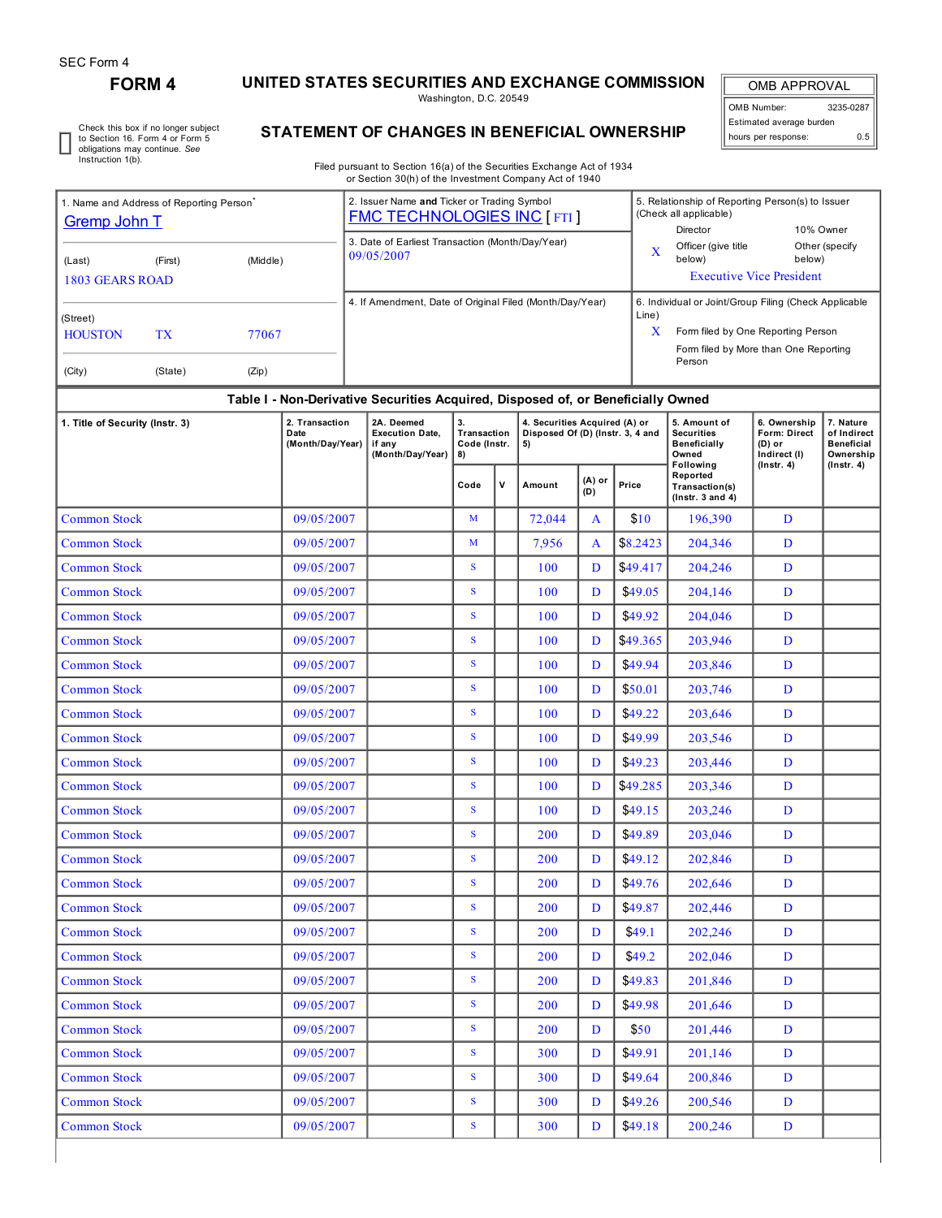SEC Form 4

# FORM 4

## UNITED STATES SECURITIES AND EXCHANGE COMMISSION

Washington, D.C. 20549

## STATEMENT OF CHANGES IN BENEFICIAL OWNERSHIP

Filed pursuant to Section 16(a) of the Securities Exchange Act of 1934
or Section 30(h) of the Investment Company Act of 1940

| OMB APPROVAL | |
|---|---|
| OMB Number: | 3235-0287 |
| Estimated average burden | |
| hours per response: | 0.5 |

☐ Check this box if no longer subject to Section 16. Form 4 or Form 5 obligations may continue. *See* Instruction 1(b).

1. Name and Address of Reporting Person*
Gremp John T

(Last) (First) (Middle)
1803 GEARS ROAD

(Street)
HOUSTON TX 77067

(City) (State) (Zip)

2. Issuer Name **and** Ticker or Trading Symbol
FMC TECHNOLOGIES INC [ FTI ]

3. Date of Earliest Transaction (Month/Day/Year)
09/05/2007

4. If Amendment, Date of Original Filed (Month/Day/Year)

5. Relationship of Reporting Person(s) to Issuer (Check all applicable)
Director
10% Owner
X Officer (give title below)
Other (specify below)
Executive Vice President

6. Individual or Joint/Group Filing (Check Applicable Line)
X Form filed by One Reporting Person
Form filed by More than One Reporting Person

**Table I - Non-Derivative Securities Acquired, Disposed of, or Beneficially Owned**

| 1. Title of Security (Instr. 3) | 2. Transaction Date (Month/Day/Year) | 2A. Deemed Execution Date, if any (Month/Day/Year) | 3. Transaction Code (Instr. 8) | | 4. Securities Acquired (A) or Disposed Of (D) (Instr. 3, 4 and 5) | | | 5. Amount of Securities Beneficially Owned Following Reported Transaction(s) (Instr. 3 and 4) | 6. Ownership Form: Direct (D) or Indirect (I) (Instr. 4) | 7. Nature of Indirect Beneficial Ownership (Instr. 4) |
|---|---|---|---|---|---|---|---|---|---|---|
| | | | Code | V | Amount | (A) or (D) | Price | | | |
| Common Stock | 09/05/2007 | | M | | 72,044 | A | $10 | 196,390 | D | |
| Common Stock | 09/05/2007 | | M | | 7,956 | A | $8.2423 | 204,346 | D | |
| Common Stock | 09/05/2007 | | S | | 100 | D | $49.417 | 204,246 | D | |
| Common Stock | 09/05/2007 | | S | | 100 | D | $49.05 | 204,146 | D | |
| Common Stock | 09/05/2007 | | S | | 100 | D | $49.92 | 204,046 | D | |
| Common Stock | 09/05/2007 | | S | | 100 | D | $49.365 | 203,946 | D | |
| Common Stock | 09/05/2007 | | S | | 100 | D | $49.94 | 203,846 | D | |
| Common Stock | 09/05/2007 | | S | | 100 | D | $50.01 | 203,746 | D | |
| Common Stock | 09/05/2007 | | S | | 100 | D | $49.22 | 203,646 | D | |
| Common Stock | 09/05/2007 | | S | | 100 | D | $49.99 | 203,546 | D | |
| Common Stock | 09/05/2007 | | S | | 100 | D | $49.23 | 203,446 | D | |
| Common Stock | 09/05/2007 | | S | | 100 | D | $49.285 | 203,346 | D | |
| Common Stock | 09/05/2007 | | S | | 100 | D | $49.15 | 203,246 | D | |
| Common Stock | 09/05/2007 | | S | | 200 | D | $49.89 | 203,046 | D | |
| Common Stock | 09/05/2007 | | S | | 200 | D | $49.12 | 202,846 | D | |
| Common Stock | 09/05/2007 | | S | | 200 | D | $49.76 | 202,646 | D | |
| Common Stock | 09/05/2007 | | S | | 200 | D | $49.87 | 202,446 | D | |
| Common Stock | 09/05/2007 | | S | | 200 | D | $49.1 | 202,246 | D | |
| Common Stock | 09/05/2007 | | S | | 200 | D | $49.2 | 202,046 | D | |
| Common Stock | 09/05/2007 | | S | | 200 | D | $49.83 | 201,846 | D | |
| Common Stock | 09/05/2007 | | S | | 200 | D | $49.98 | 201,646 | D | |
| Common Stock | 09/05/2007 | | S | | 200 | D | $50 | 201,446 | D | |
| Common Stock | 09/05/2007 | | S | | 300 | D | $49.91 | 201,146 | D | |
| Common Stock | 09/05/2007 | | S | | 300 | D | $49.64 | 200,846 | D | |
| Common Stock | 09/05/2007 | | S | | 300 | D | $49.26 | 200,546 | D | |
| Common Stock | 09/05/2007 | | S | | 300 | D | $49.18 | 200,246 | D | |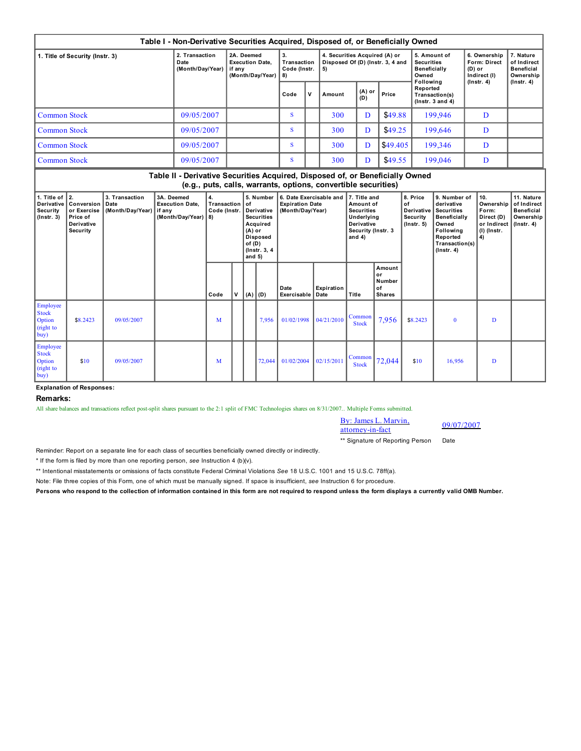| Table I - Non-Derivative Securities Acquired, Disposed of, or Beneficially Owned | | | | | | | | | | |
|---|---|---|---|---|---|---|---|---|---|---|
| 1. Title of Security (Instr. 3) | 2. Transaction Date (Month/Day/Year) | 2A. Deemed Execution Date, if any (Month/Day/Year) | 3. Transaction Code (Instr. 8) | | 4. Securities Acquired (A) or Disposed Of (D) (Instr. 3, 4 and 5) | | | 5. Amount of Securities Beneficially Owned Following Reported Transaction(s) (Instr. 3 and 4) | 6. Ownership Form: Direct (D) or Indirect (I) (Instr. 4) | 7. Nature of Indirect Beneficial Ownership (Instr. 4) |
| | | | Code | V | Amount | (A) or (D) | Price | | | |
| Common Stock | 09/05/2007 | | S | | 300 | D | $49.88 | 199,946 | D | |
| Common Stock | 09/05/2007 | | S | | 300 | D | $49.25 | 199,646 | D | |
| Common Stock | 09/05/2007 | | S | | 300 | D | $49.405 | 199,346 | D | |
| Common Stock | 09/05/2007 | | S | | 300 | D | $49.55 | 199,046 | D | |

| Table II - Derivative Securities Acquired, Disposed of, or Beneficially Owned (e.g., puts, calls, warrants, options, convertible securities) | | | | | | | | | | | | | | |
|---|---|---|---|---|---|---|---|---|---|---|---|---|---|---|
| 1. Title of Derivative Security (Instr. 3) | 2. Conversion or Exercise Price of Derivative Security | 3. Transaction Date (Month/Day/Year) | 3A. Deemed Execution Date, if any (Month/Day/Year) | 4. Transaction Code (Instr. 8) | | 5. Number of Derivative Securities Acquired (A) or Disposed of (D) (Instr. 3, 4 and 5) | | 6. Date Exercisable and Expiration Date (Month/Day/Year) | | 7. Title and Amount of Securities Underlying Derivative Security (Instr. 3 and 4) | | 8. Price of Derivative Security (Instr. 5) | 9. Number of derivative Securities Beneficially Owned Following Reported Transaction(s) (Instr. 4) | 10. Ownership Form: Direct (D) or Indirect (I) (Instr. 4) | 11. Nature of Indirect Beneficial Ownership (Instr. 4) |
| | | | | Code | V | (A) | (D) | Date Exercisable | Expiration Date | Title | Amount or Number of Shares | | | | |
| Employee Stock Option (right to buy) | $8.2423 | 09/05/2007 | | M | | | 7,956 | 01/02/1998 | 04/21/2010 | Common Stock | 7,956 | $8.2423 | 0 | D | |
| Employee Stock Option (right to buy) | $10 | 09/05/2007 | | M | | | 72,044 | 01/02/2004 | 02/15/2011 | Common Stock | 72,044 | $10 | 16,956 | D | |

**Explanation of Responses:**

**Remarks:**

All share balances and transactions reflect post-split shares pursuant to the 2:1 split of FMC Technologies shares on 8/31/2007.. Multiple Forms submitted.

By: James L. Marvin, attorney-in-fact — 09/07/2007

** Signature of Reporting Person — Date

Reminder: Report on a separate line for each class of securities beneficially owned directly or indirectly.

* If the form is filed by more than one reporting person, *see* Instruction 4 (b)(v).

** Intentional misstatements or omissions of facts constitute Federal Criminal Violations *See* 18 U.S.C. 1001 and 15 U.S.C. 78ff(a).

Note: File three copies of this Form, one of which must be manually signed. If space is insufficient, *see* Instruction 6 for procedure.

**Persons who respond to the collection of information contained in this form are not required to respond unless the form displays a currently valid OMB Number.**